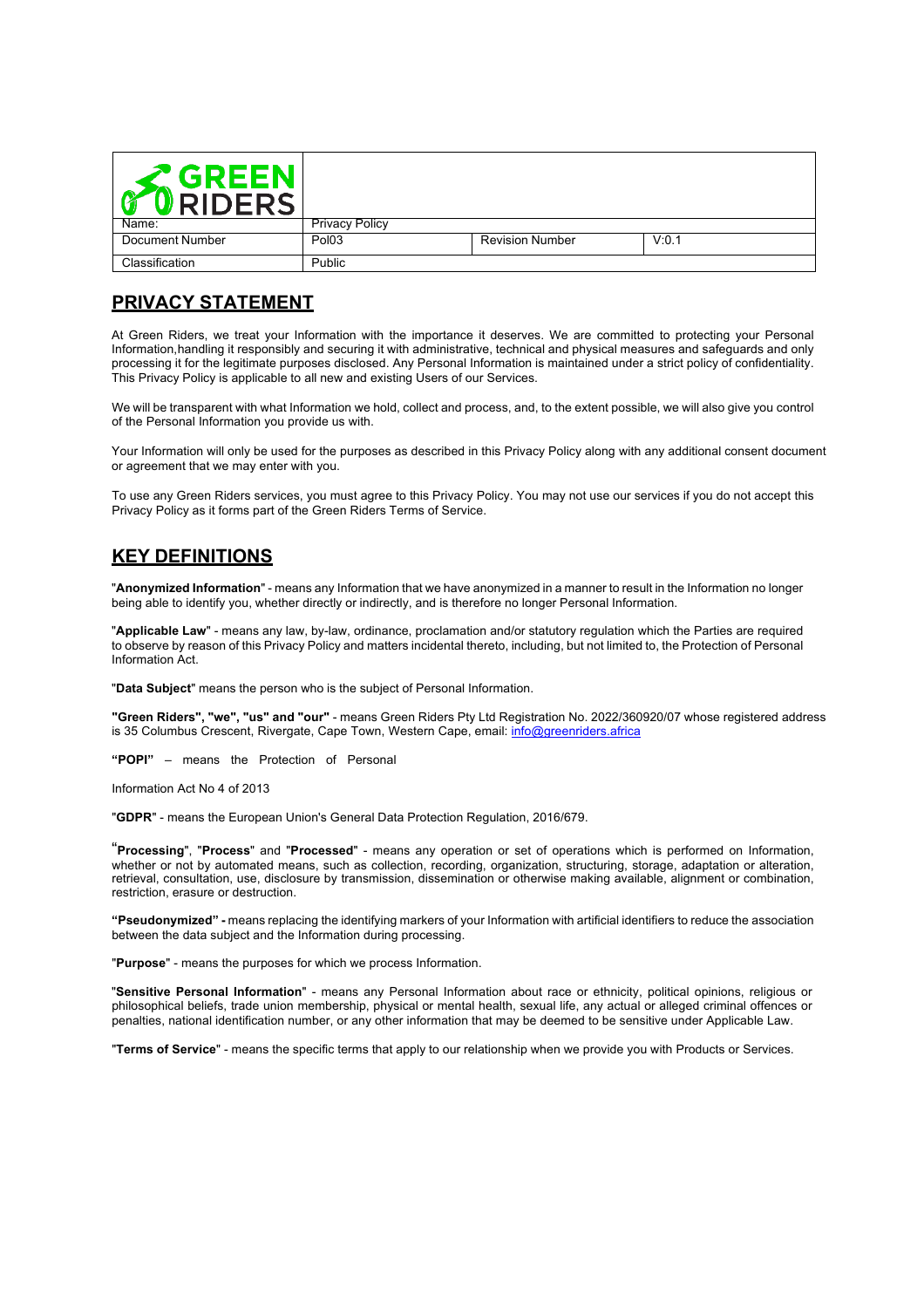| GREEN RIDERS | | | |
|---|---|---|---|
| Name: | Privacy Policy | | |
| Document Number | Pol03 | Revision Number | V:0.1 |
| Classification | Public | | |

## PRIVACY STATEMENT

At Green Riders, we treat your Information with the importance it deserves. We are committed to protecting your Personal Information, handling it responsibly and securing it with administrative, technical and physical measures and safeguards and only processing it for the legitimate purposes disclosed. Any Personal Information is maintained under a strict policy of confidentiality. This Privacy Policy is applicable to all new and existing Users of our Services.

We will be transparent with what Information we hold, collect and process, and, to the extent possible, we will also give you control of the Personal Information you provide us with.

Your Information will only be used for the purposes as described in this Privacy Policy along with any additional consent document or agreement that we may enter with you.

To use any Green Riders services, you must agree to this Privacy Policy. You may not use our services if you do not accept this Privacy Policy as it forms part of the Green Riders Terms of Service.

## KEY DEFINITIONS

"**Anonymized Information**" - means any Information that we have anonymized in a manner to result in the Information no longer being able to identify you, whether directly or indirectly, and is therefore no longer Personal Information.

"**Applicable Law**" - means any law, by-law, ordinance, proclamation and/or statutory regulation which the Parties are required to observe by reason of this Privacy Policy and matters incidental thereto, including, but not limited to, the Protection of Personal Information Act.

"**Data Subject**" means the person who is the subject of Personal Information.

**"Green Riders", "we", "us" and "our"** - means Green Riders Pty Ltd Registration No. 2022/360920/07 whose registered address is 35 Columbus Crescent, Rivergate, Cape Town, Western Cape, email: info@greenriders.africa

**"POPI"** – means the Protection of Personal

Information Act No 4 of 2013

"**GDPR**" - means the European Union's General Data Protection Regulation, 2016/679.

"**Processing**", "**Process**" and "**Processed**" - means any operation or set of operations which is performed on Information, whether or not by automated means, such as collection, recording, organization, structuring, storage, adaptation or alteration, retrieval, consultation, use, disclosure by transmission, dissemination or otherwise making available, alignment or combination, restriction, erasure or destruction.

**"Pseudonymized" -** means replacing the identifying markers of your Information with artificial identifiers to reduce the association between the data subject and the Information during processing.

"**Purpose**" - means the purposes for which we process Information.

"**Sensitive Personal Information**" - means any Personal Information about race or ethnicity, political opinions, religious or philosophical beliefs, trade union membership, physical or mental health, sexual life, any actual or alleged criminal offences or penalties, national identification number, or any other information that may be deemed to be sensitive under Applicable Law.

"**Terms of Service**" - means the specific terms that apply to our relationship when we provide you with Products or Services.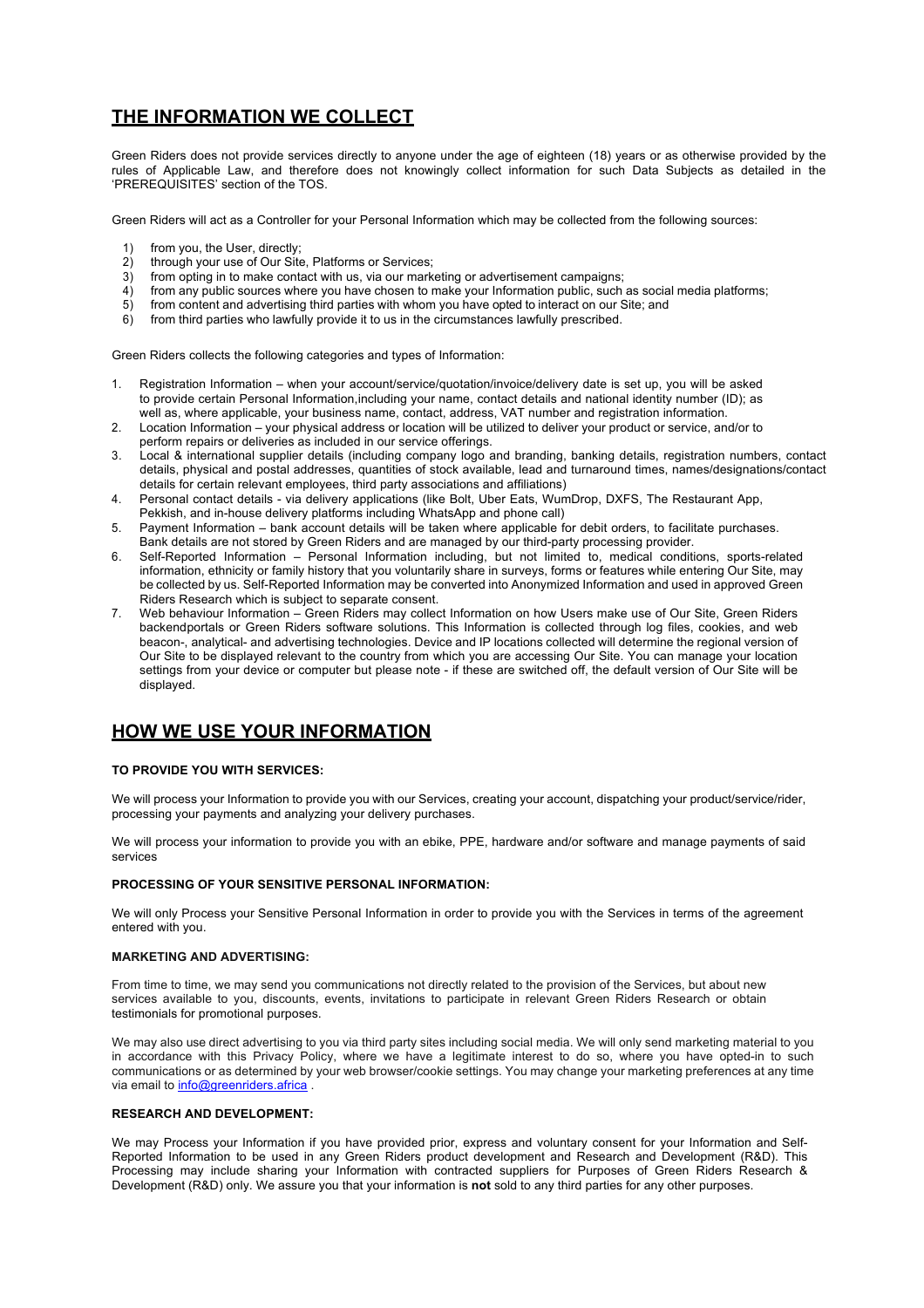## THE INFORMATION WE COLLECT

Green Riders does not provide services directly to anyone under the age of eighteen (18) years or as otherwise provided by the rules of Applicable Law, and therefore does not knowingly collect information for such Data Subjects as detailed in the 'PREREQUISITES' section of the TOS.

Green Riders will act as a Controller for your Personal Information which may be collected from the following sources:

1) from you, the User, directly;
2) through your use of Our Site, Platforms or Services;
3) from opting in to make contact with us, via our marketing or advertisement campaigns;
4) from any public sources where you have chosen to make your Information public, such as social media platforms;
5) from content and advertising third parties with whom you have opted to interact on our Site; and
6) from third parties who lawfully provide it to us in the circumstances lawfully prescribed.

Green Riders collects the following categories and types of Information:

1. Registration Information – when your account/service/quotation/invoice/delivery date is set up, you will be asked to provide certain Personal Information,including your name, contact details and national identity number (ID); as well as, where applicable, your business name, contact, address, VAT number and registration information.
2. Location Information – your physical address or location will be utilized to deliver your product or service, and/or to perform repairs or deliveries as included in our service offerings.
3. Local & international supplier details (including company logo and branding, banking details, registration numbers, contact details, physical and postal addresses, quantities of stock available, lead and turnaround times, names/designations/contact details for certain relevant employees, third party associations and affiliations)
4. Personal contact details - via delivery applications (like Bolt, Uber Eats, WumDrop, DXFS, The Restaurant App, Pekkish, and in-house delivery platforms including WhatsApp and phone call)
5. Payment Information – bank account details will be taken where applicable for debit orders, to facilitate purchases. Bank details are not stored by Green Riders and are managed by our third-party processing provider.
6. Self-Reported Information – Personal Information including, but not limited to, medical conditions, sports-related information, ethnicity or family history that you voluntarily share in surveys, forms or features while entering Our Site, may be collected by us. Self-Reported Information may be converted into Anonymized Information and used in approved Green Riders Research which is subject to separate consent.
7. Web behaviour Information – Green Riders may collect Information on how Users make use of Our Site, Green Riders backendportals or Green Riders software solutions. This Information is collected through log files, cookies, and web beacon-, analytical- and advertising technologies. Device and IP locations collected will determine the regional version of Our Site to be displayed relevant to the country from which you are accessing Our Site. You can manage your location settings from your device or computer but please note - if these are switched off, the default version of Our Site will be displayed.

## HOW WE USE YOUR INFORMATION

### TO PROVIDE YOU WITH SERVICES:

We will process your Information to provide you with our Services, creating your account, dispatching your product/service/rider, processing your payments and analyzing your delivery purchases.

We will process your information to provide you with an ebike, PPE, hardware and/or software and manage payments of said services

### PROCESSING OF YOUR SENSITIVE PERSONAL INFORMATION:

We will only Process your Sensitive Personal Information in order to provide you with the Services in terms of the agreement entered with you.

### MARKETING AND ADVERTISING:

From time to time, we may send you communications not directly related to the provision of the Services, but about new services available to you, discounts, events, invitations to participate in relevant Green Riders Research or obtain testimonials for promotional purposes.

We may also use direct advertising to you via third party sites including social media. We will only send marketing material to you in accordance with this Privacy Policy, where we have a legitimate interest to do so, where you have opted-in to such communications or as determined by your web browser/cookie settings. You may change your marketing preferences at any time via email to info@greenriders.africa .

### RESEARCH AND DEVELOPMENT:

We may Process your Information if you have provided prior, express and voluntary consent for your Information and Self-Reported Information to be used in any Green Riders product development and Research and Development (R&D). This Processing may include sharing your Information with contracted suppliers for Purposes of Green Riders Research & Development (R&D) only. We assure you that your information is **not** sold to any third parties for any other purposes.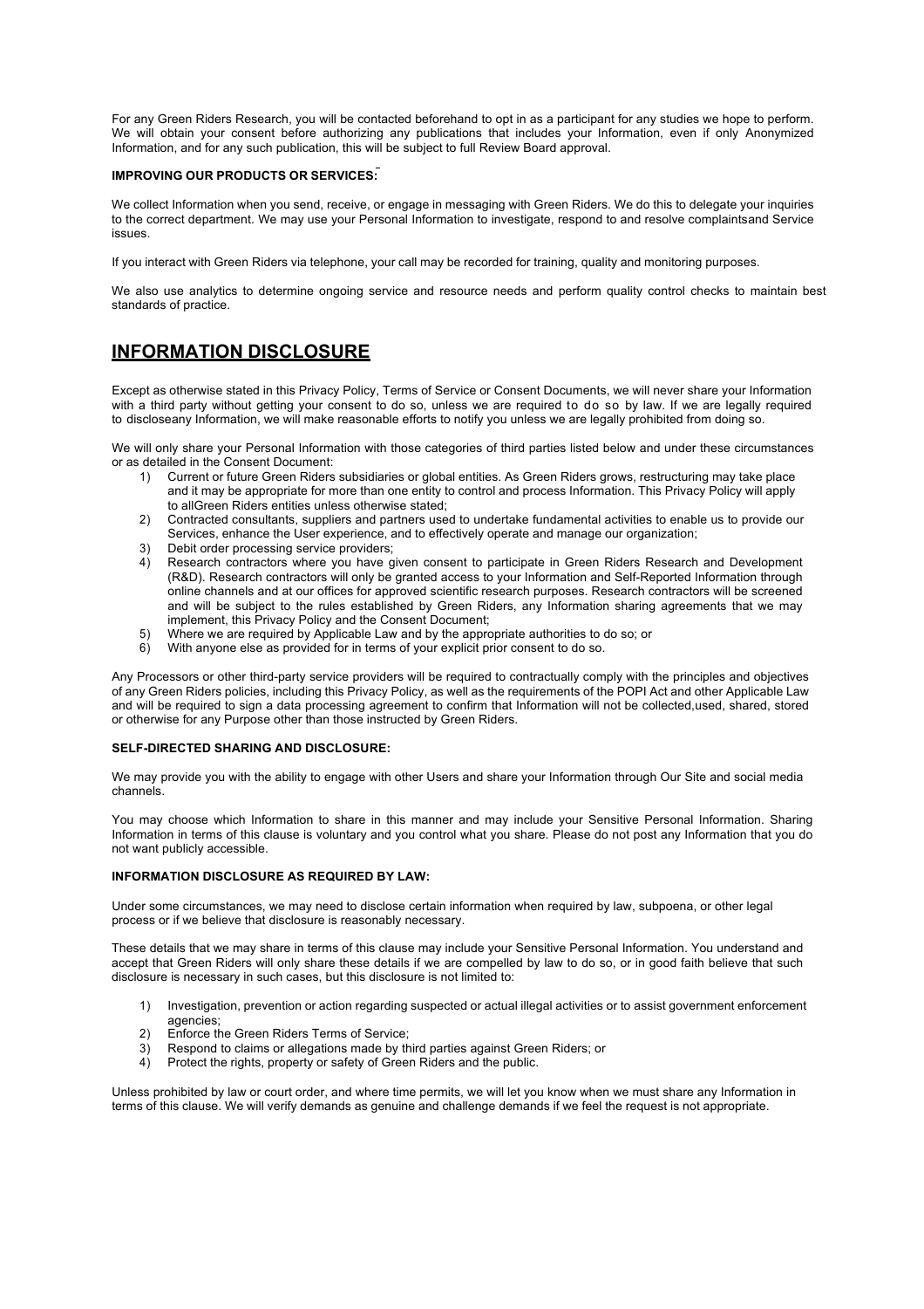For any Green Riders Research, you will be contacted beforehand to opt in as a participant for any studies we hope to perform. We will obtain your consent before authorizing any publications that includes your Information, even if only Anonymized Information, and for any such publication, this will be subject to full Review Board approval.

**IMPROVING OUR PRODUCTS OR SERVICES:**

We collect Information when you send, receive, or engage in messaging with Green Riders. We do this to delegate your inquiries to the correct department. We may use your Personal Information to investigate, respond to and resolve complaintsand Service issues.

If you interact with Green Riders via telephone, your call may be recorded for training, quality and monitoring purposes.

We also use analytics to determine ongoing service and resource needs and perform quality control checks to maintain best standards of practice.

## INFORMATION DISCLOSURE

Except as otherwise stated in this Privacy Policy, Terms of Service or Consent Documents, we will never share your Information with a third party without getting your consent to do so, unless we are required to do so by law. If we are legally required to discloseany Information, we will make reasonable efforts to notify you unless we are legally prohibited from doing so.

We will only share your Personal Information with those categories of third parties listed below and under these circumstances or as detailed in the Consent Document:

1) Current or future Green Riders subsidiaries or global entities. As Green Riders grows, restructuring may take place and it may be appropriate for more than one entity to control and process Information. This Privacy Policy will apply to allGreen Riders entities unless otherwise stated;
2) Contracted consultants, suppliers and partners used to undertake fundamental activities to enable us to provide our Services, enhance the User experience, and to effectively operate and manage our organization;
3) Debit order processing service providers;
4) Research contractors where you have given consent to participate in Green Riders Research and Development (R&D). Research contractors will only be granted access to your Information and Self-Reported Information through online channels and at our offices for approved scientific research purposes. Research contractors will be screened and will be subject to the rules established by Green Riders, any Information sharing agreements that we may implement, this Privacy Policy and the Consent Document;
5) Where we are required by Applicable Law and by the appropriate authorities to do so; or
6) With anyone else as provided for in terms of your explicit prior consent to do so.

Any Processors or other third-party service providers will be required to contractually comply with the principles and objectives of any Green Riders policies, including this Privacy Policy, as well as the requirements of the POPI Act and other Applicable Law and will be required to sign a data processing agreement to confirm that Information will not be collected,used, shared, stored or otherwise for any Purpose other than those instructed by Green Riders.

**SELF-DIRECTED SHARING AND DISCLOSURE:**

We may provide you with the ability to engage with other Users and share your Information through Our Site and social media channels.

You may choose which Information to share in this manner and may include your Sensitive Personal Information. Sharing Information in terms of this clause is voluntary and you control what you share. Please do not post any Information that you do not want publicly accessible.

**INFORMATION DISCLOSURE AS REQUIRED BY LAW:**

Under some circumstances, we may need to disclose certain information when required by law, subpoena, or other legal process or if we believe that disclosure is reasonably necessary.

These details that we may share in terms of this clause may include your Sensitive Personal Information. You understand and accept that Green Riders will only share these details if we are compelled by law to do so, or in good faith believe that such disclosure is necessary in such cases, but this disclosure is not limited to:

1) Investigation, prevention or action regarding suspected or actual illegal activities or to assist government enforcement agencies;
2) Enforce the Green Riders Terms of Service;
3) Respond to claims or allegations made by third parties against Green Riders; or
4) Protect the rights, property or safety of Green Riders and the public.

Unless prohibited by law or court order, and where time permits, we will let you know when we must share any Information in terms of this clause. We will verify demands as genuine and challenge demands if we feel the request is not appropriate.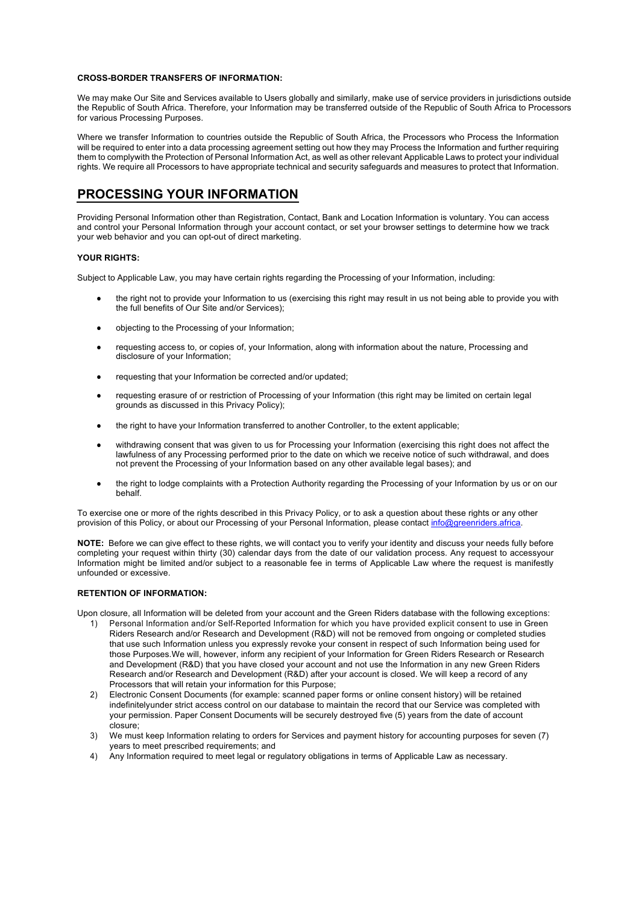**CROSS-BORDER TRANSFERS OF INFORMATION:**

We may make Our Site and Services available to Users globally and similarly, make use of service providers in jurisdictions outside the Republic of South Africa. Therefore, your Information may be transferred outside of the Republic of South Africa to Processors for various Processing Purposes.

Where we transfer Information to countries outside the Republic of South Africa, the Processors who Process the Information will be required to enter into a data processing agreement setting out how they may Process the Information and further requiring them to complywith the Protection of Personal Information Act, as well as other relevant Applicable Laws to protect your individual rights. We require all Processors to have appropriate technical and security safeguards and measures to protect that Information.

# PROCESSING YOUR INFORMATION

Providing Personal Information other than Registration, Contact, Bank and Location Information is voluntary. You can access and control your Personal Information through your account contact, or set your browser settings to determine how we track your web behavior and you can opt-out of direct marketing.

**YOUR RIGHTS:**

Subject to Applicable Law, you may have certain rights regarding the Processing of your Information, including:

- the right not to provide your Information to us (exercising this right may result in us not being able to provide you with the full benefits of Our Site and/or Services);
- objecting to the Processing of your Information;
- requesting access to, or copies of, your Information, along with information about the nature, Processing and disclosure of your Information;
- requesting that your Information be corrected and/or updated;
- requesting erasure of or restriction of Processing of your Information (this right may be limited on certain legal grounds as discussed in this Privacy Policy);
- the right to have your Information transferred to another Controller, to the extent applicable;
- withdrawing consent that was given to us for Processing your Information (exercising this right does not affect the lawfulness of any Processing performed prior to the date on which we receive notice of such withdrawal, and does not prevent the Processing of your Information based on any other available legal bases); and
- the right to lodge complaints with a Protection Authority regarding the Processing of your Information by us or on our behalf.

To exercise one or more of the rights described in this Privacy Policy, or to ask a question about these rights or any other provision of this Policy, or about our Processing of your Personal Information, please contact info@greenriders.africa.

**NOTE:** Before we can give effect to these rights, we will contact you to verify your identity and discuss your needs fully before completing your request within thirty (30) calendar days from the date of our validation process. Any request to accessyour Information might be limited and/or subject to a reasonable fee in terms of Applicable Law where the request is manifestly unfounded or excessive.

**RETENTION OF INFORMATION:**

Upon closure, all Information will be deleted from your account and the Green Riders database with the following exceptions:

1) Personal Information and/or Self-Reported Information for which you have provided explicit consent to use in Green Riders Research and/or Research and Development (R&D) will not be removed from ongoing or completed studies that use such Information unless you expressly revoke your consent in respect of such Information being used for those Purposes.We will, however, inform any recipient of your Information for Green Riders Research or Research and Development (R&D) that you have closed your account and not use the Information in any new Green Riders Research and/or Research and Development (R&D) after your account is closed. We will keep a record of any Processors that will retain your information for this Purpose;
2) Electronic Consent Documents (for example: scanned paper forms or online consent history) will be retained indefinitelyunder strict access control on our database to maintain the record that our Service was completed with your permission. Paper Consent Documents will be securely destroyed five (5) years from the date of account closure;
3) We must keep Information relating to orders for Services and payment history for accounting purposes for seven (7) years to meet prescribed requirements; and
4) Any Information required to meet legal or regulatory obligations in terms of Applicable Law as necessary.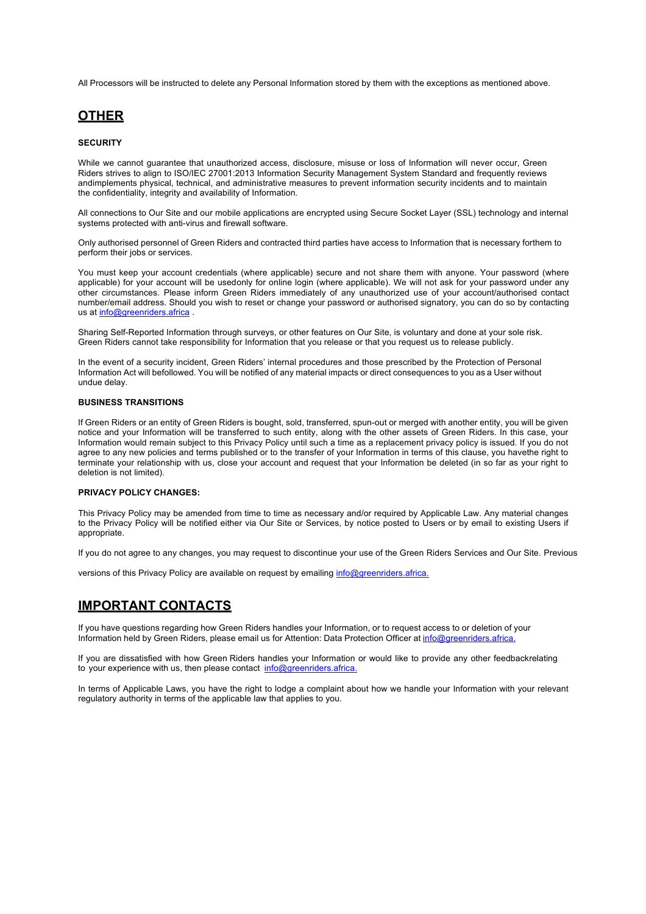All Processors will be instructed to delete any Personal Information stored by them with the exceptions as mentioned above.

## OTHER

### SECURITY

While we cannot guarantee that unauthorized access, disclosure, misuse or loss of Information will never occur, Green Riders strives to align to ISO/IEC 27001:2013 Information Security Management System Standard and frequently reviews andimplements physical, technical, and administrative measures to prevent information security incidents and to maintain the confidentiality, integrity and availability of Information.

All connections to Our Site and our mobile applications are encrypted using Secure Socket Layer (SSL) technology and internal systems protected with anti-virus and firewall software.

Only authorised personnel of Green Riders and contracted third parties have access to Information that is necessary forthem to perform their jobs or services.

You must keep your account credentials (where applicable) secure and not share them with anyone. Your password (where applicable) for your account will be usedonly for online login (where applicable). We will not ask for your password under any other circumstances. Please inform Green Riders immediately of any unauthorized use of your account/authorised contact number/email address. Should you wish to reset or change your password or authorised signatory, you can do so by contacting us at info@greenriders.africa .

Sharing Self-Reported Information through surveys, or other features on Our Site, is voluntary and done at your sole risk. Green Riders cannot take responsibility for Information that you release or that you request us to release publicly.

In the event of a security incident, Green Riders' internal procedures and those prescribed by the Protection of Personal Information Act will befollowed. You will be notified of any material impacts or direct consequences to you as a User without undue delay.

### BUSINESS TRANSITIONS

If Green Riders or an entity of Green Riders is bought, sold, transferred, spun-out or merged with another entity, you will be given notice and your Information will be transferred to such entity, along with the other assets of Green Riders. In this case, your Information would remain subject to this Privacy Policy until such a time as a replacement privacy policy is issued. If you do not agree to any new policies and terms published or to the transfer of your Information in terms of this clause, you havethe right to terminate your relationship with us, close your account and request that your Information be deleted (in so far as your right to deletion is not limited).

### PRIVACY POLICY CHANGES:

This Privacy Policy may be amended from time to time as necessary and/or required by Applicable Law. Any material changes to the Privacy Policy will be notified either via Our Site or Services, by notice posted to Users or by email to existing Users if appropriate.

If you do not agree to any changes, you may request to discontinue your use of the Green Riders Services and Our Site. Previous

versions of this Privacy Policy are available on request by emailing info@greenriders.africa.

## IMPORTANT CONTACTS

If you have questions regarding how Green Riders handles your Information, or to request access to or deletion of your Information held by Green Riders, please email us for Attention: Data Protection Officer at info@greenriders.africa.

If you are dissatisfied with how Green Riders handles your Information or would like to provide any other feedbackrelating to your experience with us, then please contact info@greenriders.africa.

In terms of Applicable Laws, you have the right to lodge a complaint about how we handle your Information with your relevant regulatory authority in terms of the applicable law that applies to you.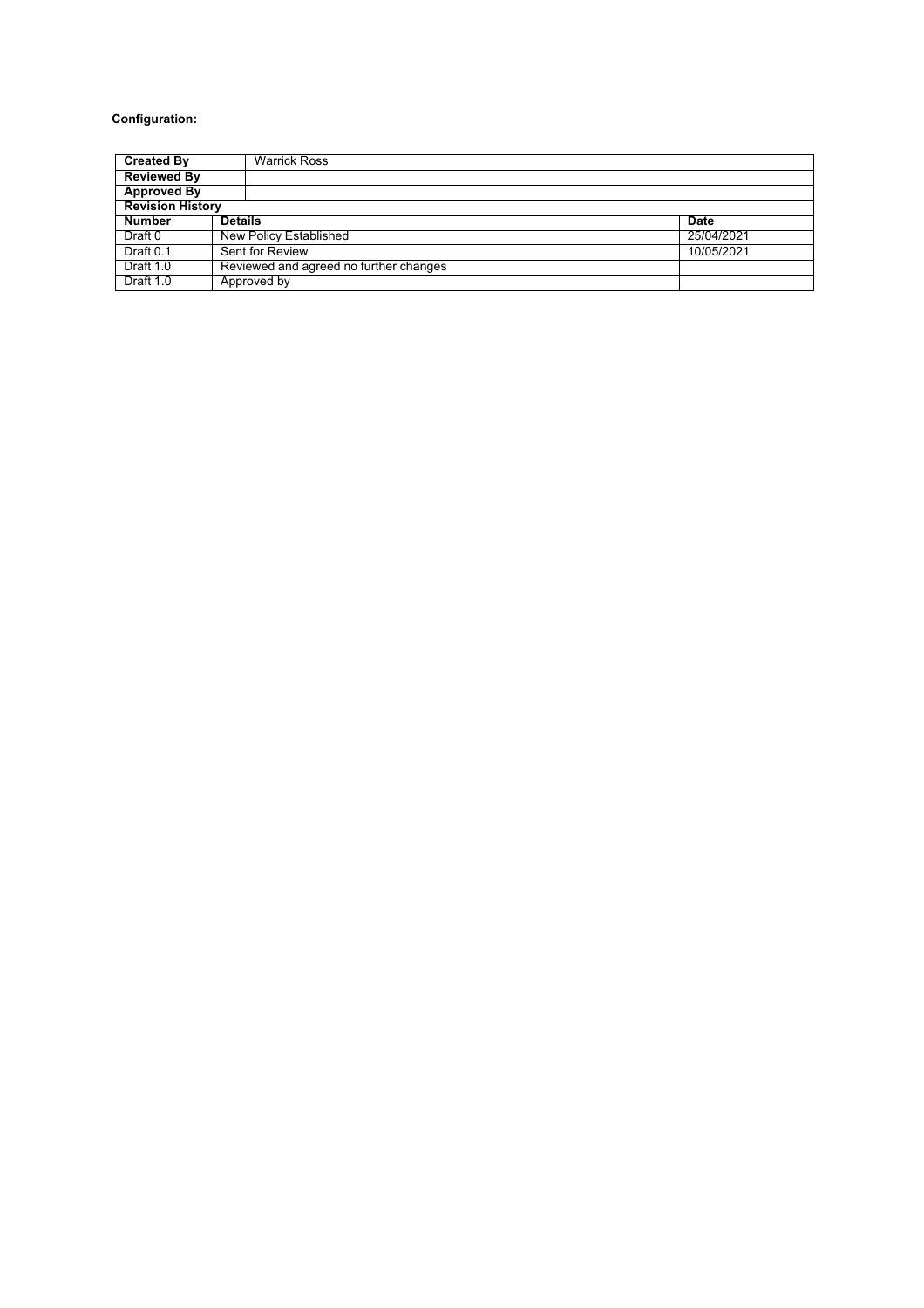**Configuration:**

| | | |
|---|---|---|
| **Created By** | Warrick Ross | |
| **Reviewed By** | | |
| **Approved By** | | |
| **Revision History** | | |
| **Number** | **Details** | **Date** |
| Draft 0 | New Policy Established | 25/04/2021 |
| Draft 0.1 | Sent for Review | 10/05/2021 |
| Draft 1.0 | Reviewed and agreed no further changes | |
| Draft 1.0 | Approved by | |